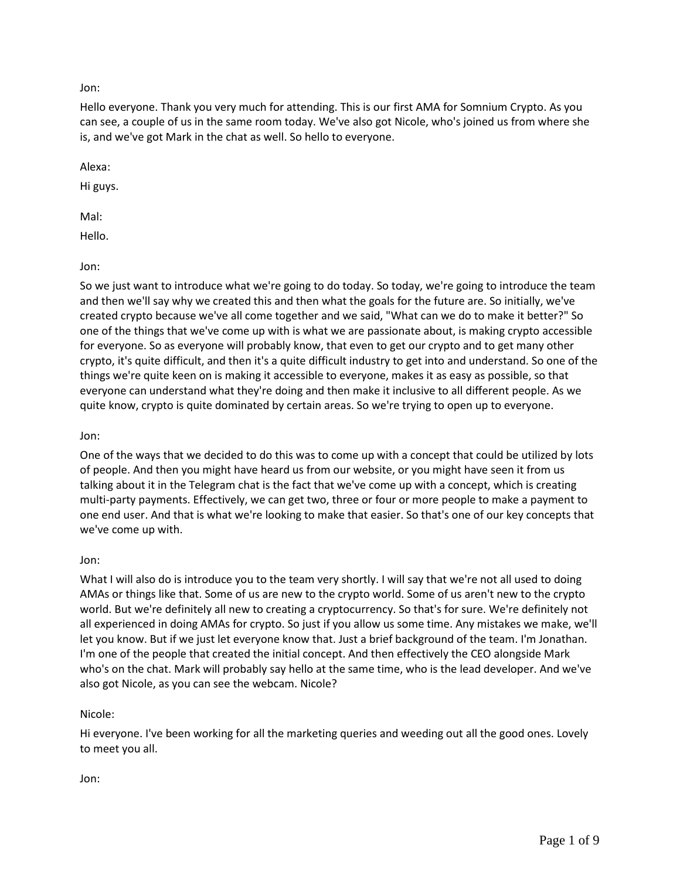Jon:

Hello everyone. Thank you very much for attending. This is our first AMA for Somnium Crypto. As you can see, a couple of us in the same room today. We've also got Nicole, who's joined us from where she is, and we've got Mark in the chat as well. So hello to everyone.

Alexa:

Hi guys.

Mal:

Hello.

Jon:

So we just want to introduce what we're going to do today. So today, we're going to introduce the team and then we'll say why we created this and then what the goals for the future are. So initially, we've created crypto because we've all come together and we said, "What can we do to make it better?" So one of the things that we've come up with is what we are passionate about, is making crypto accessible for everyone. So as everyone will probably know, that even to get our crypto and to get many other crypto, it's quite difficult, and then it's a quite difficult industry to get into and understand. So one of the things we're quite keen on is making it accessible to everyone, makes it as easy as possible, so that everyone can understand what they're doing and then make it inclusive to all different people. As we quite know, crypto is quite dominated by certain areas. So we're trying to open up to everyone.

Jon:

One of the ways that we decided to do this was to come up with a concept that could be utilized by lots of people. And then you might have heard us from our website, or you might have seen it from us talking about it in the Telegram chat is the fact that we've come up with a concept, which is creating multi-party payments. Effectively, we can get two, three or four or more people to make a payment to one end user. And that is what we're looking to make that easier. So that's one of our key concepts that we've come up with.

Jon:

What I will also do is introduce you to the team very shortly. I will say that we're not all used to doing AMAs or things like that. Some of us are new to the crypto world. Some of us aren't new to the crypto world. But we're definitely all new to creating a cryptocurrency. So that's for sure. We're definitely not all experienced in doing AMAs for crypto. So just if you allow us some time. Any mistakes we make, we'll let you know. But if we just let everyone know that. Just a brief background of the team. I'm Jonathan. I'm one of the people that created the initial concept. And then effectively the CEO alongside Mark who's on the chat. Mark will probably say hello at the same time, who is the lead developer. And we've also got Nicole, as you can see the webcam. Nicole?

Nicole:

Hi everyone. I've been working for all the marketing queries and weeding out all the good ones. Lovely to meet you all.

Jon: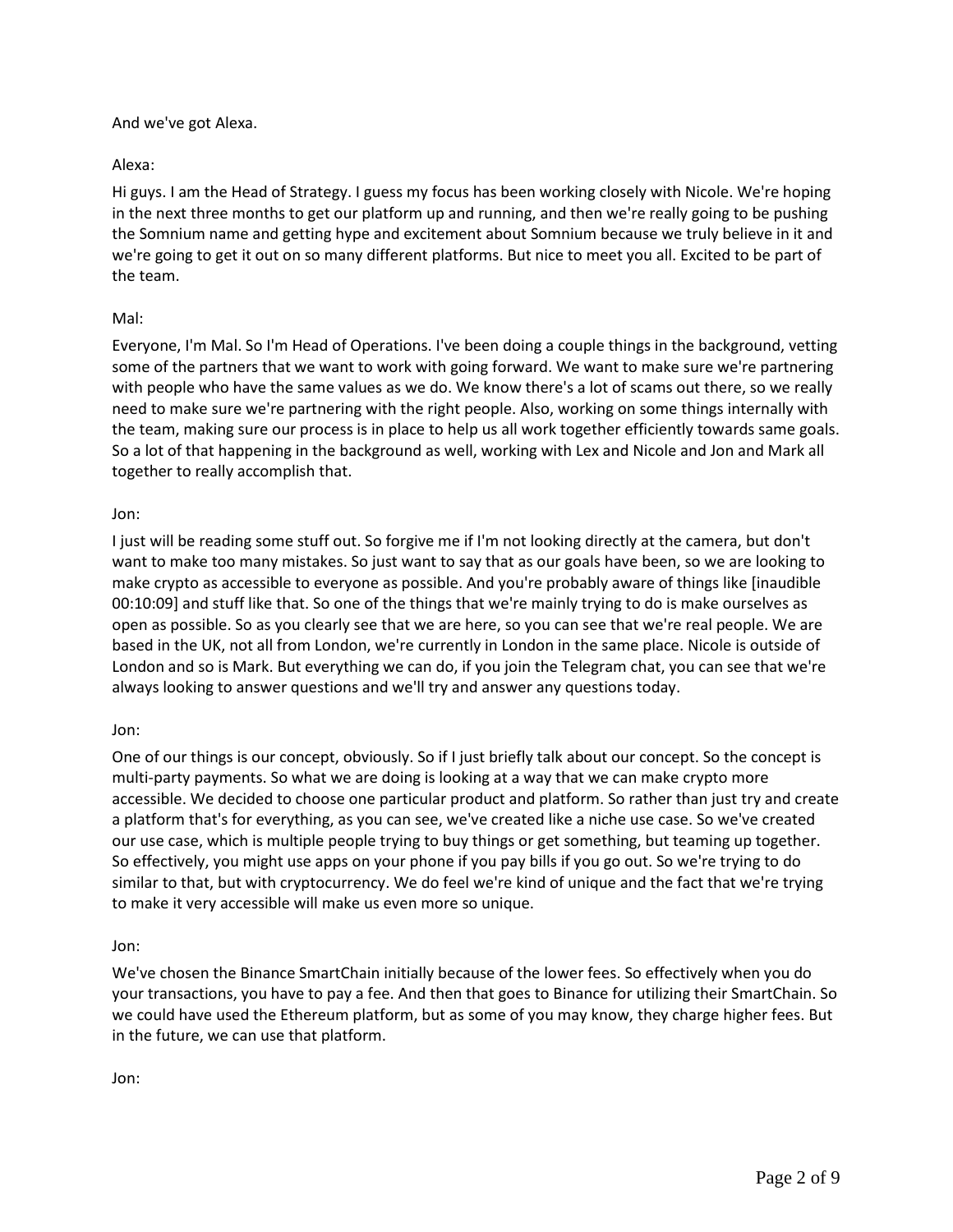And we've got Alexa.

Alexa:

Hi guys. I am the Head of Strategy. I guess my focus has been working closely with Nicole. We're hoping in the next three months to get our platform up and running, and then we're really going to be pushing the Somnium name and getting hype and excitement about Somnium because we truly believe in it and we're going to get it out on so many different platforms. But nice to meet you all. Excited to be part of the team.

Mal:

Everyone, I'm Mal. So I'm Head of Operations. I've been doing a couple things in the background, vetting some of the partners that we want to work with going forward. We want to make sure we're partnering with people who have the same values as we do. We know there's a lot of scams out there, so we really need to make sure we're partnering with the right people. Also, working on some things internally with the team, making sure our process is in place to help us all work together efficiently towards same goals. So a lot of that happening in the background as well, working with Lex and Nicole and Jon and Mark all together to really accomplish that.

Jon:

I just will be reading some stuff out. So forgive me if I'm not looking directly at the camera, but don't want to make too many mistakes. So just want to say that as our goals have been, so we are looking to make crypto as accessible to everyone as possible. And you're probably aware of things like [inaudible 00:10:09] and stuff like that. So one of the things that we're mainly trying to do is make ourselves as open as possible. So as you clearly see that we are here, so you can see that we're real people. We are based in the UK, not all from London, we're currently in London in the same place. Nicole is outside of London and so is Mark. But everything we can do, if you join the Telegram chat, you can see that we're always looking to answer questions and we'll try and answer any questions today.

Jon:

One of our things is our concept, obviously. So if I just briefly talk about our concept. So the concept is multi-party payments. So what we are doing is looking at a way that we can make crypto more accessible. We decided to choose one particular product and platform. So rather than just try and create a platform that's for everything, as you can see, we've created like a niche use case. So we've created our use case, which is multiple people trying to buy things or get something, but teaming up together. So effectively, you might use apps on your phone if you pay bills if you go out. So we're trying to do similar to that, but with cryptocurrency. We do feel we're kind of unique and the fact that we're trying to make it very accessible will make us even more so unique.

Jon:

We've chosen the Binance SmartChain initially because of the lower fees. So effectively when you do your transactions, you have to pay a fee. And then that goes to Binance for utilizing their SmartChain. So we could have used the Ethereum platform, but as some of you may know, they charge higher fees. But in the future, we can use that platform.

Jon: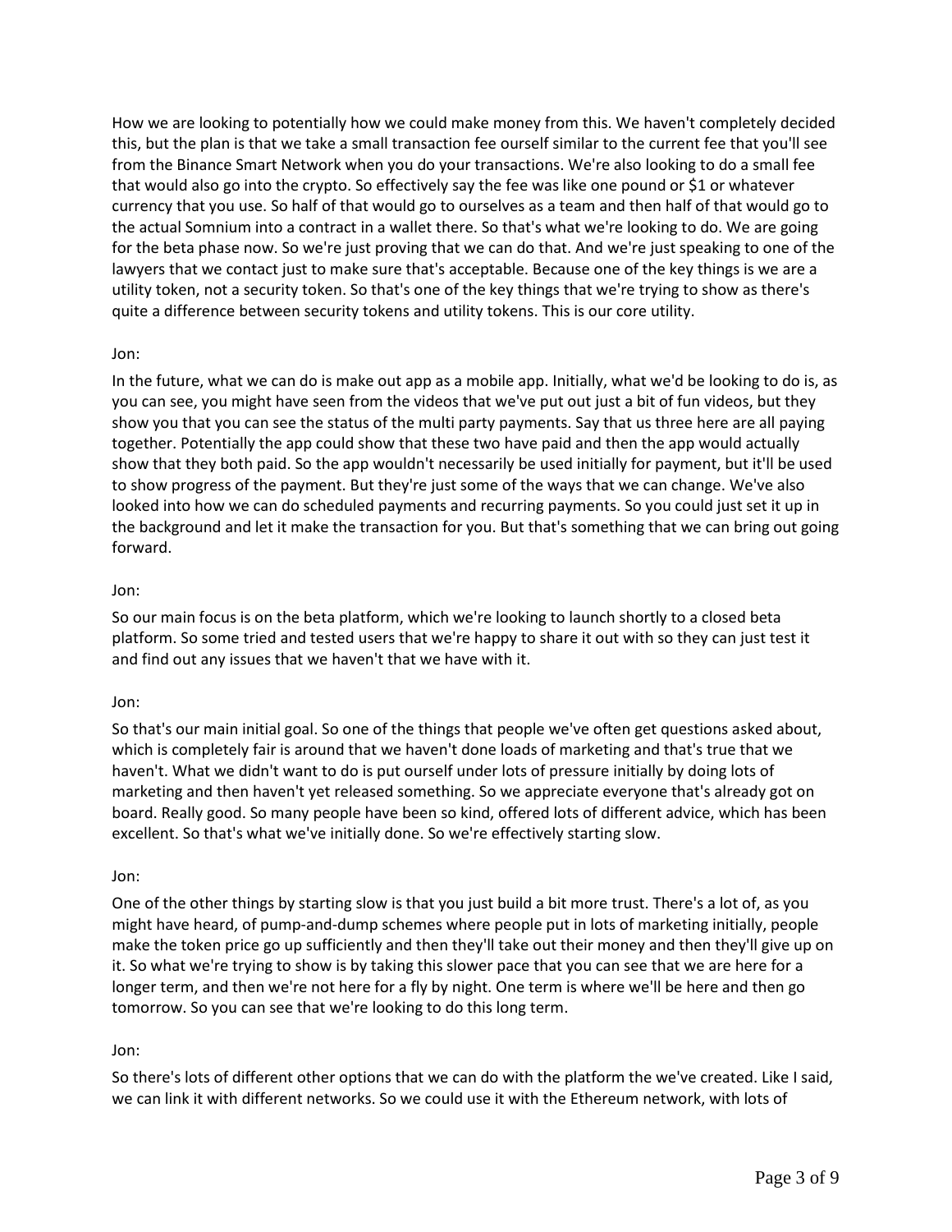How we are looking to potentially how we could make money from this. We haven't completely decided this, but the plan is that we take a small transaction fee ourself similar to the current fee that you'll see from the Binance Smart Network when you do your transactions. We're also looking to do a small fee that would also go into the crypto. So effectively say the fee was like one pound or $1 or whatever currency that you use. So half of that would go to ourselves as a team and then half of that would go to the actual Somnium into a contract in a wallet there. So that's what we're looking to do. We are going for the beta phase now. So we're just proving that we can do that. And we're just speaking to one of the lawyers that we contact just to make sure that's acceptable. Because one of the key things is we are a utility token, not a security token. So that's one of the key things that we're trying to show as there's quite a difference between security tokens and utility tokens. This is our core utility.

Jon:

In the future, what we can do is make out app as a mobile app. Initially, what we'd be looking to do is, as you can see, you might have seen from the videos that we've put out just a bit of fun videos, but they show you that you can see the status of the multi party payments. Say that us three here are all paying together. Potentially the app could show that these two have paid and then the app would actually show that they both paid. So the app wouldn't necessarily be used initially for payment, but it'll be used to show progress of the payment. But they're just some of the ways that we can change. We've also looked into how we can do scheduled payments and recurring payments. So you could just set it up in the background and let it make the transaction for you. But that's something that we can bring out going forward.

Jon:

So our main focus is on the beta platform, which we're looking to launch shortly to a closed beta platform. So some tried and tested users that we're happy to share it out with so they can just test it and find out any issues that we haven't that we have with it.

Jon:

So that's our main initial goal. So one of the things that people we've often get questions asked about, which is completely fair is around that we haven't done loads of marketing and that's true that we haven't. What we didn't want to do is put ourself under lots of pressure initially by doing lots of marketing and then haven't yet released something. So we appreciate everyone that's already got on board. Really good. So many people have been so kind, offered lots of different advice, which has been excellent. So that's what we've initially done. So we're effectively starting slow.

Jon:

One of the other things by starting slow is that you just build a bit more trust. There's a lot of, as you might have heard, of pump-and-dump schemes where people put in lots of marketing initially, people make the token price go up sufficiently and then they'll take out their money and then they'll give up on it. So what we're trying to show is by taking this slower pace that you can see that we are here for a longer term, and then we're not here for a fly by night. One term is where we'll be here and then go tomorrow. So you can see that we're looking to do this long term.

Jon:

So there's lots of different other options that we can do with the platform the we've created. Like I said, we can link it with different networks. So we could use it with the Ethereum network, with lots of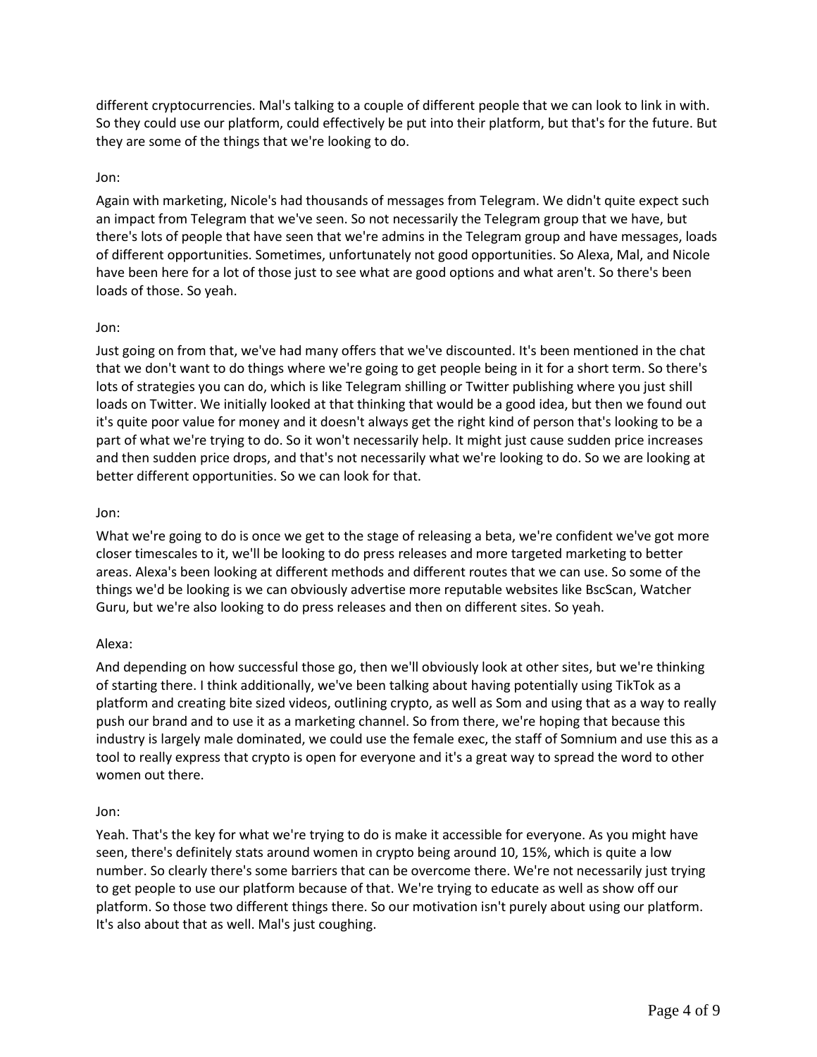different cryptocurrencies. Mal's talking to a couple of different people that we can look to link in with. So they could use our platform, could effectively be put into their platform, but that's for the future. But they are some of the things that we're looking to do.

Jon:

Again with marketing, Nicole's had thousands of messages from Telegram. We didn't quite expect such an impact from Telegram that we've seen. So not necessarily the Telegram group that we have, but there's lots of people that have seen that we're admins in the Telegram group and have messages, loads of different opportunities. Sometimes, unfortunately not good opportunities. So Alexa, Mal, and Nicole have been here for a lot of those just to see what are good options and what aren't. So there's been loads of those. So yeah.

Jon:

Just going on from that, we've had many offers that we've discounted. It's been mentioned in the chat that we don't want to do things where we're going to get people being in it for a short term. So there's lots of strategies you can do, which is like Telegram shilling or Twitter publishing where you just shill loads on Twitter. We initially looked at that thinking that would be a good idea, but then we found out it's quite poor value for money and it doesn't always get the right kind of person that's looking to be a part of what we're trying to do. So it won't necessarily help. It might just cause sudden price increases and then sudden price drops, and that's not necessarily what we're looking to do. So we are looking at better different opportunities. So we can look for that.

Jon:

What we're going to do is once we get to the stage of releasing a beta, we're confident we've got more closer timescales to it, we'll be looking to do press releases and more targeted marketing to better areas. Alexa's been looking at different methods and different routes that we can use. So some of the things we'd be looking is we can obviously advertise more reputable websites like BscScan, Watcher Guru, but we're also looking to do press releases and then on different sites. So yeah.

Alexa:

And depending on how successful those go, then we'll obviously look at other sites, but we're thinking of starting there. I think additionally, we've been talking about having potentially using TikTok as a platform and creating bite sized videos, outlining crypto, as well as Som and using that as a way to really push our brand and to use it as a marketing channel. So from there, we're hoping that because this industry is largely male dominated, we could use the female exec, the staff of Somnium and use this as a tool to really express that crypto is open for everyone and it's a great way to spread the word to other women out there.

Jon:

Yeah. That's the key for what we're trying to do is make it accessible for everyone. As you might have seen, there's definitely stats around women in crypto being around 10, 15%, which is quite a low number. So clearly there's some barriers that can be overcome there. We're not necessarily just trying to get people to use our platform because of that. We're trying to educate as well as show off our platform. So those two different things there. So our motivation isn't purely about using our platform. It's also about that as well. Mal's just coughing.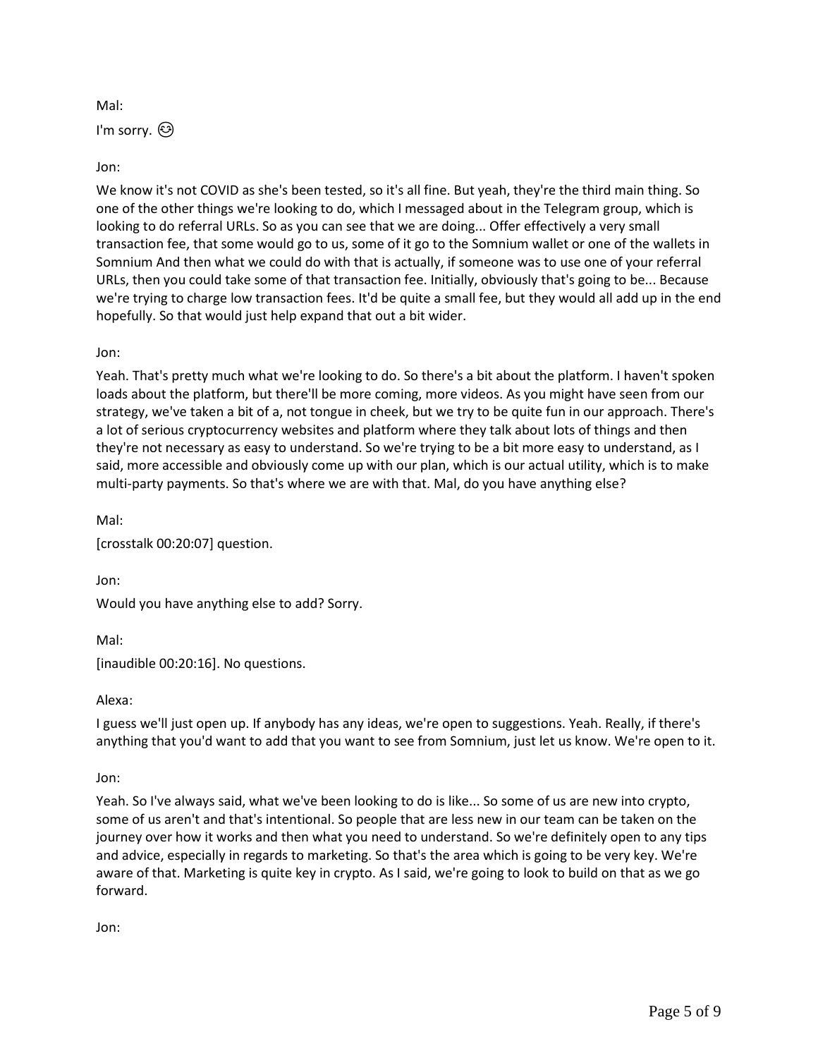Mal:

I'm sorry. 😋

Jon:

We know it's not COVID as she's been tested, so it's all fine. But yeah, they're the third main thing. So one of the other things we're looking to do, which I messaged about in the Telegram group, which is looking to do referral URLs. So as you can see that we are doing... Offer effectively a very small transaction fee, that some would go to us, some of it go to the Somnium wallet or one of the wallets in Somnium And then what we could do with that is actually, if someone was to use one of your referral URLs, then you could take some of that transaction fee. Initially, obviously that's going to be... Because we're trying to charge low transaction fees. It'd be quite a small fee, but they would all add up in the end hopefully. So that would just help expand that out a bit wider.

Jon:

Yeah. That's pretty much what we're looking to do. So there's a bit about the platform. I haven't spoken loads about the platform, but there'll be more coming, more videos. As you might have seen from our strategy, we've taken a bit of a, not tongue in cheek, but we try to be quite fun in our approach. There's a lot of serious cryptocurrency websites and platform where they talk about lots of things and then they're not necessary as easy to understand. So we're trying to be a bit more easy to understand, as I said, more accessible and obviously come up with our plan, which is our actual utility, which is to make multi-party payments. So that's where we are with that. Mal, do you have anything else?

Mal:

[crosstalk 00:20:07] question.

Jon:

Would you have anything else to add? Sorry.

Mal:

[inaudible 00:20:16]. No questions.

Alexa:

I guess we'll just open up. If anybody has any ideas, we're open to suggestions. Yeah. Really, if there's anything that you'd want to add that you want to see from Somnium, just let us know. We're open to it.

Jon:

Yeah. So I've always said, what we've been looking to do is like... So some of us are new into crypto, some of us aren't and that's intentional. So people that are less new in our team can be taken on the journey over how it works and then what you need to understand. So we're definitely open to any tips and advice, especially in regards to marketing. So that's the area which is going to be very key. We're aware of that. Marketing is quite key in crypto. As I said, we're going to look to build on that as we go forward.

Jon: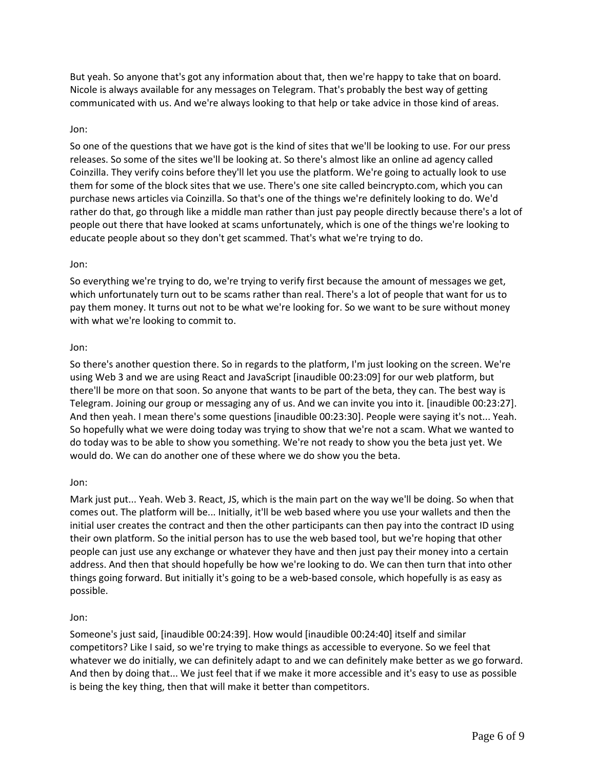But yeah. So anyone that's got any information about that, then we're happy to take that on board. Nicole is always available for any messages on Telegram. That's probably the best way of getting communicated with us. And we're always looking to that help or take advice in those kind of areas.

Jon:

So one of the questions that we have got is the kind of sites that we'll be looking to use. For our press releases. So some of the sites we'll be looking at. So there's almost like an online ad agency called Coinzilla. They verify coins before they'll let you use the platform. We're going to actually look to use them for some of the block sites that we use. There's one site called beincrypto.com, which you can purchase news articles via Coinzilla. So that's one of the things we're definitely looking to do. We'd rather do that, go through like a middle man rather than just pay people directly because there's a lot of people out there that have looked at scams unfortunately, which is one of the things we're looking to educate people about so they don't get scammed. That's what we're trying to do.

Jon:

So everything we're trying to do, we're trying to verify first because the amount of messages we get, which unfortunately turn out to be scams rather than real. There's a lot of people that want for us to pay them money. It turns out not to be what we're looking for. So we want to be sure without money with what we're looking to commit to.

Jon:

So there's another question there. So in regards to the platform, I'm just looking on the screen. We're using Web 3 and we are using React and JavaScript [inaudible 00:23:09] for our web platform, but there'll be more on that soon. So anyone that wants to be part of the beta, they can. The best way is Telegram. Joining our group or messaging any of us. And we can invite you into it. [inaudible 00:23:27]. And then yeah. I mean there's some questions [inaudible 00:23:30]. People were saying it's not... Yeah. So hopefully what we were doing today was trying to show that we're not a scam. What we wanted to do today was to be able to show you something. We're not ready to show you the beta just yet. We would do. We can do another one of these where we do show you the beta.

Jon:

Mark just put... Yeah. Web 3. React, JS, which is the main part on the way we'll be doing. So when that comes out. The platform will be... Initially, it'll be web based where you use your wallets and then the initial user creates the contract and then the other participants can then pay into the contract ID using their own platform. So the initial person has to use the web based tool, but we're hoping that other people can just use any exchange or whatever they have and then just pay their money into a certain address. And then that should hopefully be how we're looking to do. We can then turn that into other things going forward. But initially it's going to be a web-based console, which hopefully is as easy as possible.

Jon:

Someone's just said, [inaudible 00:24:39]. How would [inaudible 00:24:40] itself and similar competitors? Like I said, so we're trying to make things as accessible to everyone. So we feel that whatever we do initially, we can definitely adapt to and we can definitely make better as we go forward. And then by doing that... We just feel that if we make it more accessible and it's easy to use as possible is being the key thing, then that will make it better than competitors.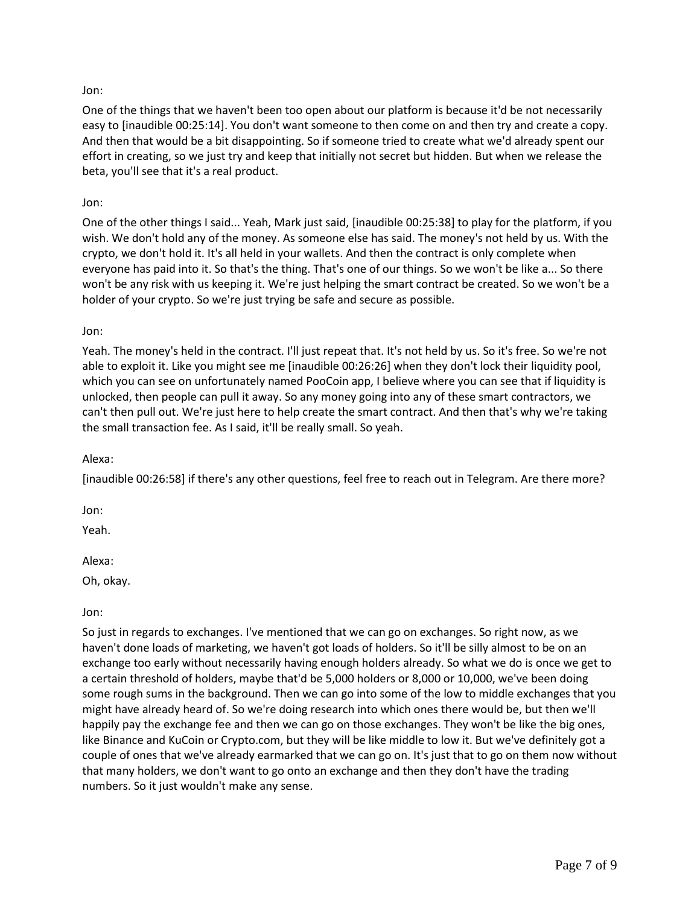Jon:

One of the things that we haven't been too open about our platform is because it'd be not necessarily easy to [inaudible 00:25:14]. You don't want someone to then come on and then try and create a copy. And then that would be a bit disappointing. So if someone tried to create what we'd already spent our effort in creating, so we just try and keep that initially not secret but hidden. But when we release the beta, you'll see that it's a real product.

Jon:

One of the other things I said... Yeah, Mark just said, [inaudible 00:25:38] to play for the platform, if you wish. We don't hold any of the money. As someone else has said. The money's not held by us. With the crypto, we don't hold it. It's all held in your wallets. And then the contract is only complete when everyone has paid into it. So that's the thing. That's one of our things. So we won't be like a... So there won't be any risk with us keeping it. We're just helping the smart contract be created. So we won't be a holder of your crypto. So we're just trying be safe and secure as possible.

Jon:

Yeah. The money's held in the contract. I'll just repeat that. It's not held by us. So it's free. So we're not able to exploit it. Like you might see me [inaudible 00:26:26] when they don't lock their liquidity pool, which you can see on unfortunately named PooCoin app, I believe where you can see that if liquidity is unlocked, then people can pull it away. So any money going into any of these smart contractors, we can't then pull out. We're just here to help create the smart contract. And then that's why we're taking the small transaction fee. As I said, it'll be really small. So yeah.

Alexa:

[inaudible 00:26:58] if there's any other questions, feel free to reach out in Telegram. Are there more?

Jon:

Yeah.

Alexa:

Oh, okay.

Jon:

So just in regards to exchanges. I've mentioned that we can go on exchanges. So right now, as we haven't done loads of marketing, we haven't got loads of holders. So it'll be silly almost to be on an exchange too early without necessarily having enough holders already. So what we do is once we get to a certain threshold of holders, maybe that'd be 5,000 holders or 8,000 or 10,000, we've been doing some rough sums in the background. Then we can go into some of the low to middle exchanges that you might have already heard of. So we're doing research into which ones there would be, but then we'll happily pay the exchange fee and then we can go on those exchanges. They won't be like the big ones, like Binance and KuCoin or Crypto.com, but they will be like middle to low it. But we've definitely got a couple of ones that we've already earmarked that we can go on. It's just that to go on them now without that many holders, we don't want to go onto an exchange and then they don't have the trading numbers. So it just wouldn't make any sense.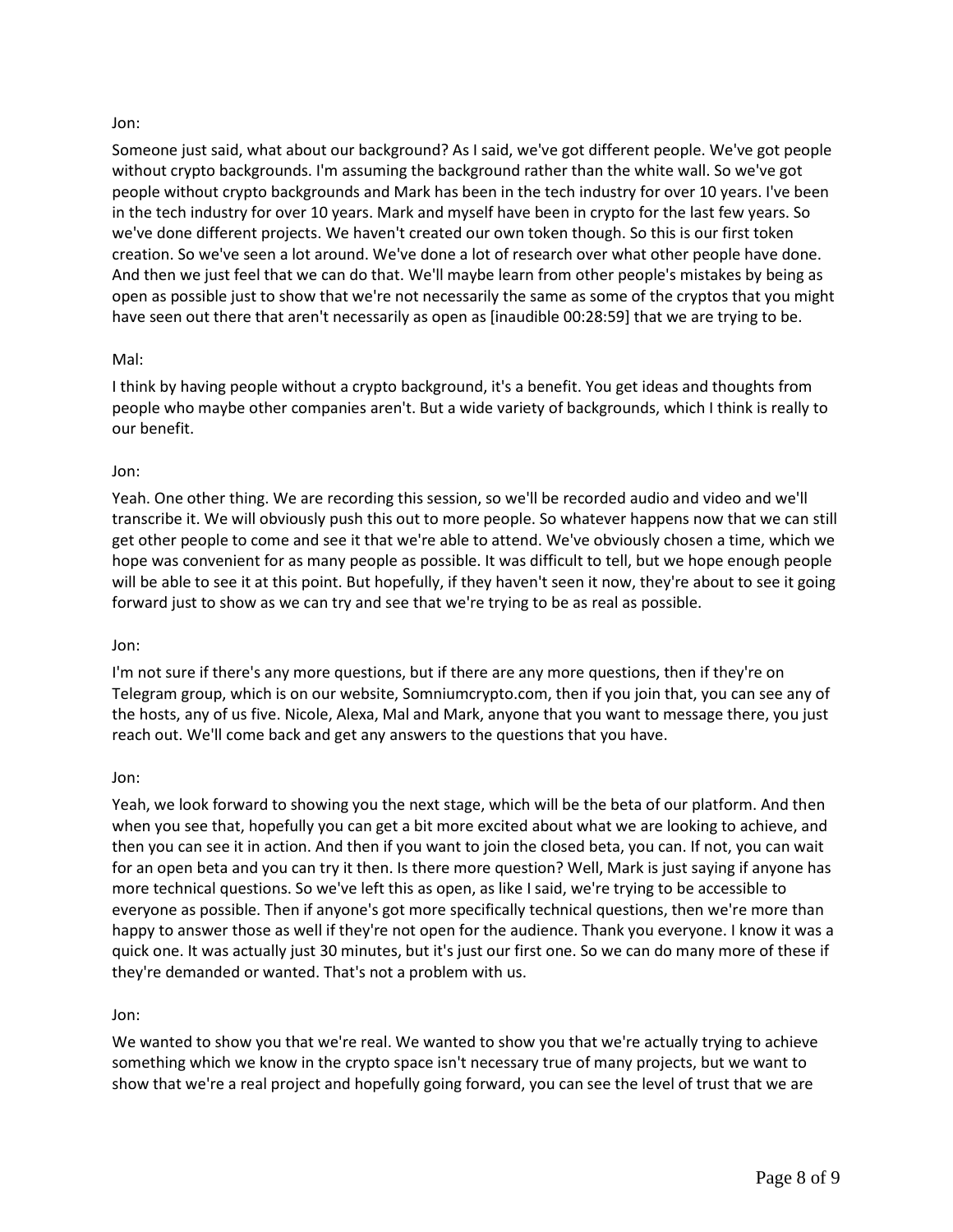Jon:

Someone just said, what about our background? As I said, we've got different people. We've got people without crypto backgrounds. I'm assuming the background rather than the white wall. So we've got people without crypto backgrounds and Mark has been in the tech industry for over 10 years. I've been in the tech industry for over 10 years. Mark and myself have been in crypto for the last few years. So we've done different projects. We haven't created our own token though. So this is our first token creation. So we've seen a lot around. We've done a lot of research over what other people have done. And then we just feel that we can do that. We'll maybe learn from other people's mistakes by being as open as possible just to show that we're not necessarily the same as some of the cryptos that you might have seen out there that aren't necessarily as open as [inaudible 00:28:59] that we are trying to be.

Mal:

I think by having people without a crypto background, it's a benefit. You get ideas and thoughts from people who maybe other companies aren't. But a wide variety of backgrounds, which I think is really to our benefit.

Jon:

Yeah. One other thing. We are recording this session, so we'll be recorded audio and video and we'll transcribe it. We will obviously push this out to more people. So whatever happens now that we can still get other people to come and see it that we're able to attend. We've obviously chosen a time, which we hope was convenient for as many people as possible. It was difficult to tell, but we hope enough people will be able to see it at this point. But hopefully, if they haven't seen it now, they're about to see it going forward just to show as we can try and see that we're trying to be as real as possible.

Jon:

I'm not sure if there's any more questions, but if there are any more questions, then if they're on Telegram group, which is on our website, Somniumcrypto.com, then if you join that, you can see any of the hosts, any of us five. Nicole, Alexa, Mal and Mark, anyone that you want to message there, you just reach out. We'll come back and get any answers to the questions that you have.

Jon:

Yeah, we look forward to showing you the next stage, which will be the beta of our platform. And then when you see that, hopefully you can get a bit more excited about what we are looking to achieve, and then you can see it in action. And then if you want to join the closed beta, you can. If not, you can wait for an open beta and you can try it then. Is there more question? Well, Mark is just saying if anyone has more technical questions. So we've left this as open, as like I said, we're trying to be accessible to everyone as possible. Then if anyone's got more specifically technical questions, then we're more than happy to answer those as well if they're not open for the audience. Thank you everyone. I know it was a quick one. It was actually just 30 minutes, but it's just our first one. So we can do many more of these if they're demanded or wanted. That's not a problem with us.

Jon:

We wanted to show you that we're real. We wanted to show you that we're actually trying to achieve something which we know in the crypto space isn't necessary true of many projects, but we want to show that we're a real project and hopefully going forward, you can see the level of trust that we are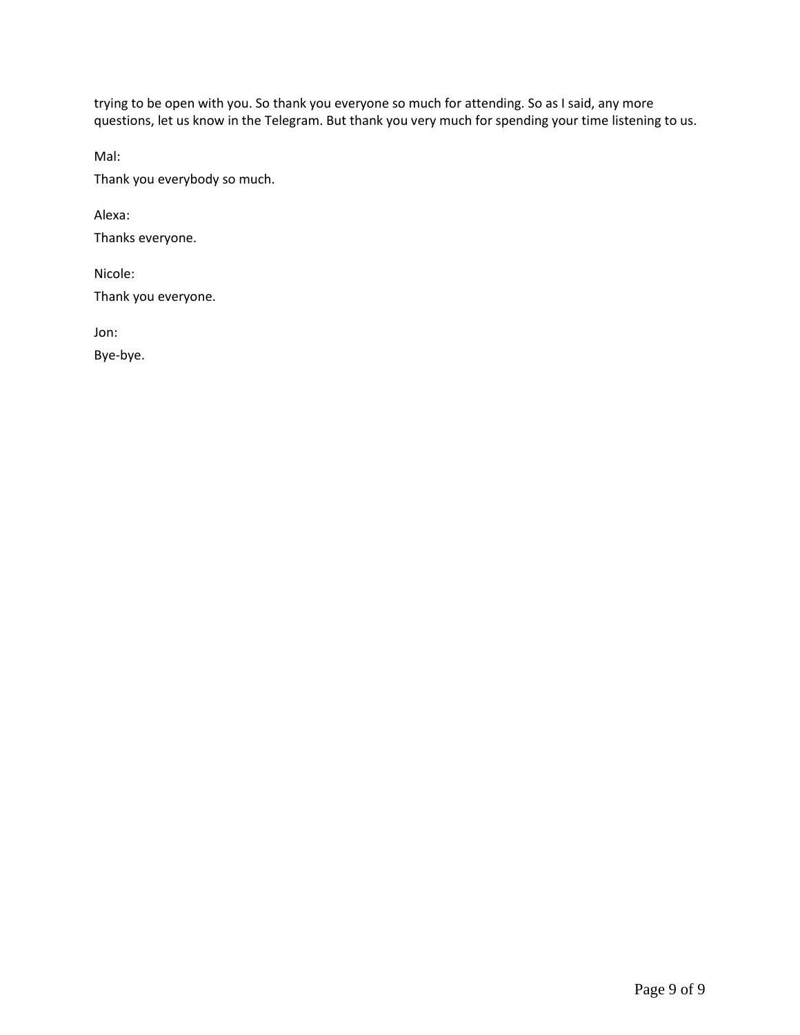trying to be open with you. So thank you everyone so much for attending. So as I said, any more questions, let us know in the Telegram. But thank you very much for spending your time listening to us.

Mal:

Thank you everybody so much.

Alexa:

Thanks everyone.

Nicole:

Thank you everyone.

Jon:

Bye-bye.